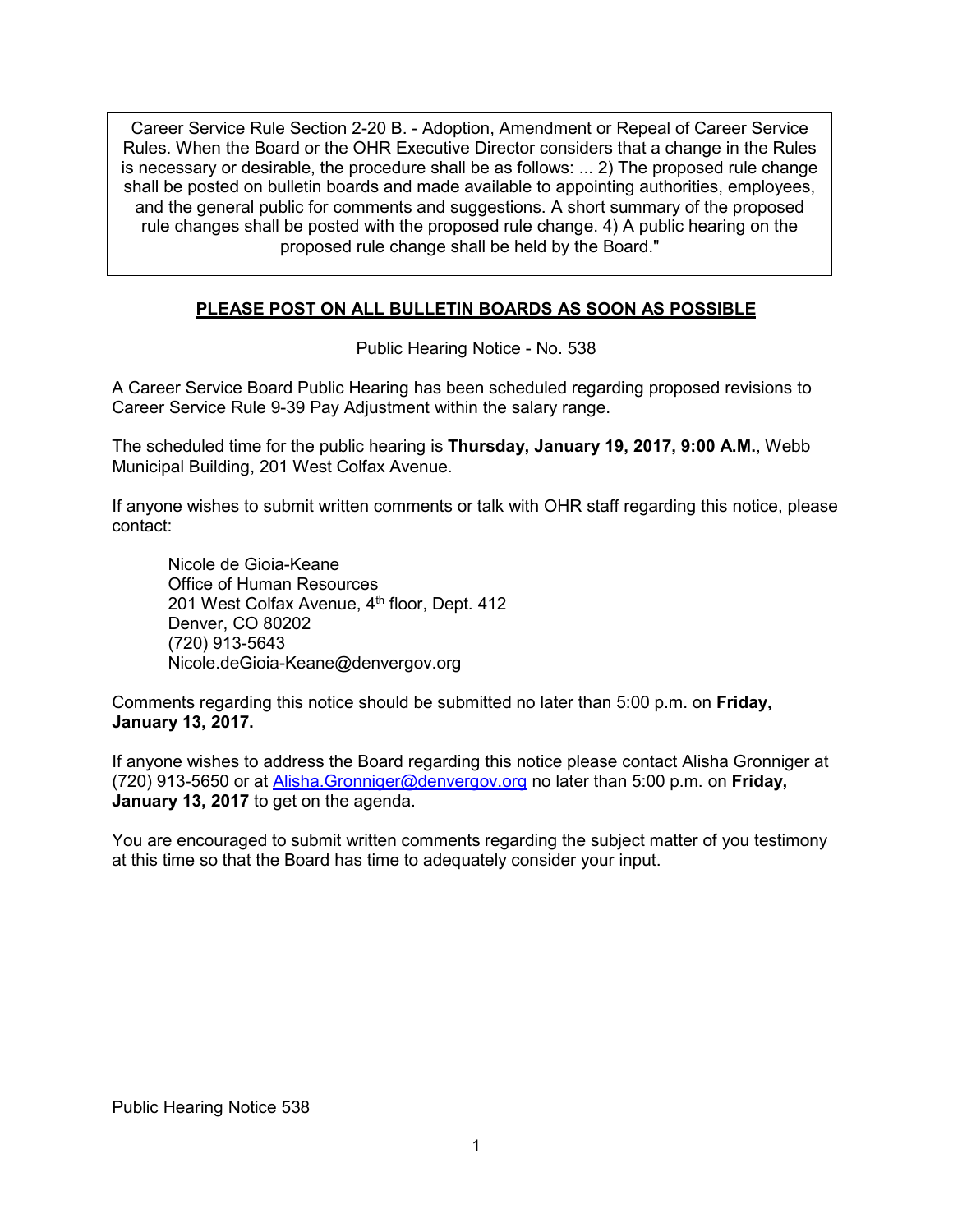> Career Service Rule Section 2-20 B. - Adoption, Amendment or Repeal of Career Service Rules. When the Board or the OHR Executive Director considers that a change in the Rules is necessary or desirable, the procedure shall be as follows: ... 2) The proposed rule change shall be posted on bulletin boards and made available to appointing authorities, employees, and the general public for comments and suggestions. A short summary of the proposed rule changes shall be posted with the proposed rule change. 4) A public hearing on the proposed rule change shall be held by the Board."

**PLEASE POST ON ALL BULLETIN BOARDS AS SOON AS POSSIBLE**

Public Hearing Notice - No. 538

A Career Service Board Public Hearing has been scheduled regarding proposed revisions to Career Service Rule 9-39 Pay Adjustment within the salary range.

The scheduled time for the public hearing is **Thursday, January 19, 2017, 9:00 A.M.**, Webb Municipal Building, 201 West Colfax Avenue.

If anyone wishes to submit written comments or talk with OHR staff regarding this notice, please contact:

Nicole de Gioia-Keane
Office of Human Resources
201 West Colfax Avenue, 4th floor, Dept. 412
Denver, CO 80202
(720) 913-5643
Nicole.deGioia-Keane@denvergov.org

Comments regarding this notice should be submitted no later than 5:00 p.m. on **Friday, January 13, 2017.**

If anyone wishes to address the Board regarding this notice please contact Alisha Gronniger at (720) 913-5650 or at Alisha.Gronniger@denvergov.org no later than 5:00 p.m. on **Friday, January 13, 2017** to get on the agenda.

You are encouraged to submit written comments regarding the subject matter of you testimony at this time so that the Board has time to adequately consider your input.

Public Hearing Notice 538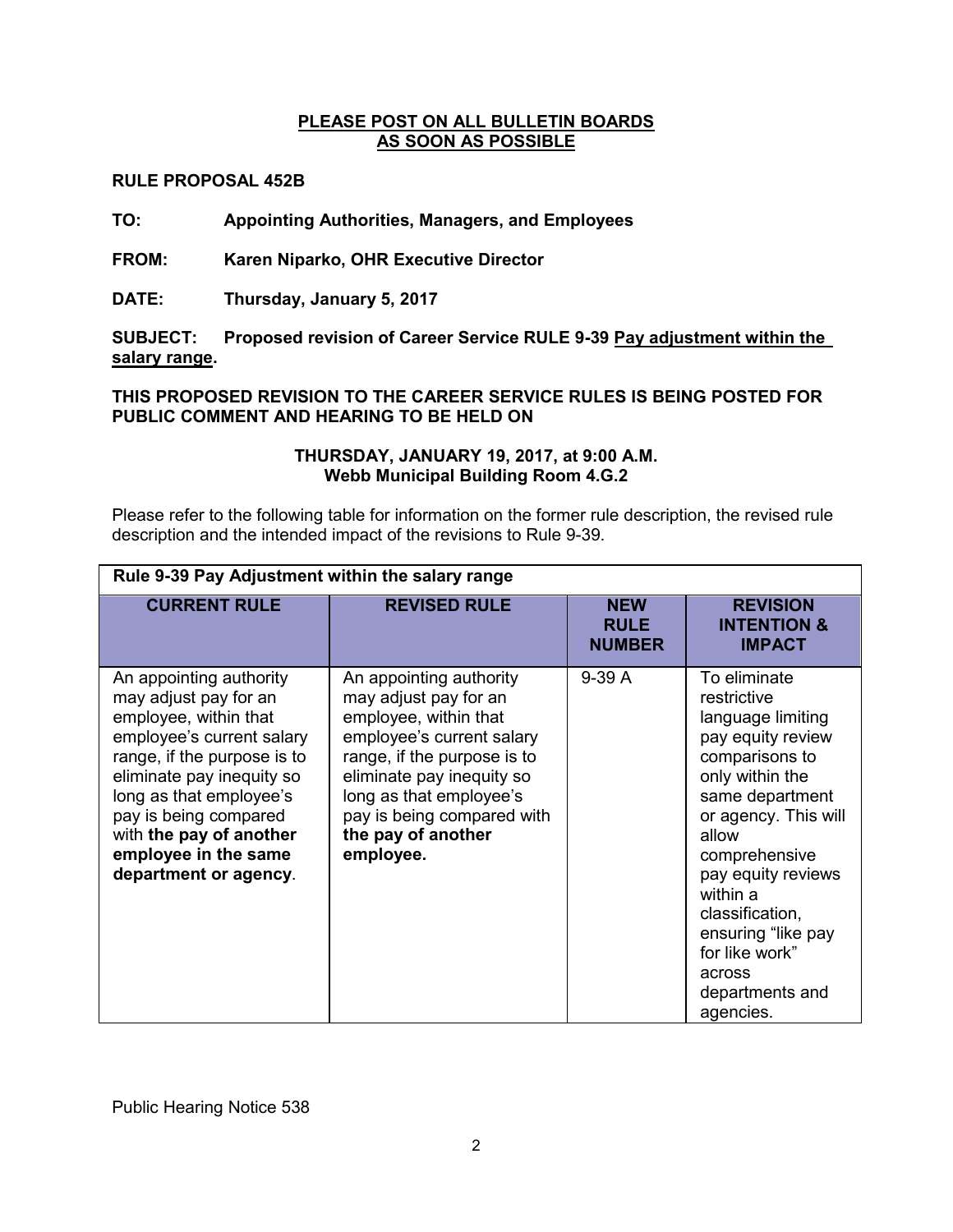**<u>PLEASE POST ON ALL BULLETIN BOARDS AS SOON AS POSSIBLE</u>**

**RULE PROPOSAL 452B**

**TO:** **Appointing Authorities, Managers, and Employees**

**FROM:** **Karen Niparko, OHR Executive Director**

**DATE:** **Thursday, January 5, 2017**

**SUBJECT:** **Proposed revision of Career Service RULE 9-39 <u>Pay adjustment within the salary range</u>.**

**THIS PROPOSED REVISION TO THE CAREER SERVICE RULES IS BEING POSTED FOR PUBLIC COMMENT AND HEARING TO BE HELD ON**

**THURSDAY, JANUARY 19, 2017, at 9:00 A.M.**
**Webb Municipal Building Room 4.G.2**

Please refer to the following table for information on the former rule description, the revised rule description and the intended impact of the revisions to Rule 9-39.

| Rule 9-39 Pay Adjustment within the salary range | | | |
|---|---|---|---|
| **CURRENT RULE** | **REVISED RULE** | **NEW RULE NUMBER** | **REVISION INTENTION & IMPACT** |
| An appointing authority may adjust pay for an employee, within that employee's current salary range, if the purpose is to eliminate pay inequity so long as that employee's pay is being compared with **the pay of another employee in the same department or agency**. | An appointing authority may adjust pay for an employee, within that employee's current salary range, if the purpose is to eliminate pay inequity so long as that employee's pay is being compared with **the pay of another employee.** | 9-39 A | To eliminate restrictive language limiting pay equity review comparisons to only within the same department or agency. This will allow comprehensive pay equity reviews within a classification, ensuring "like pay for like work" across departments and agencies. |

Public Hearing Notice 538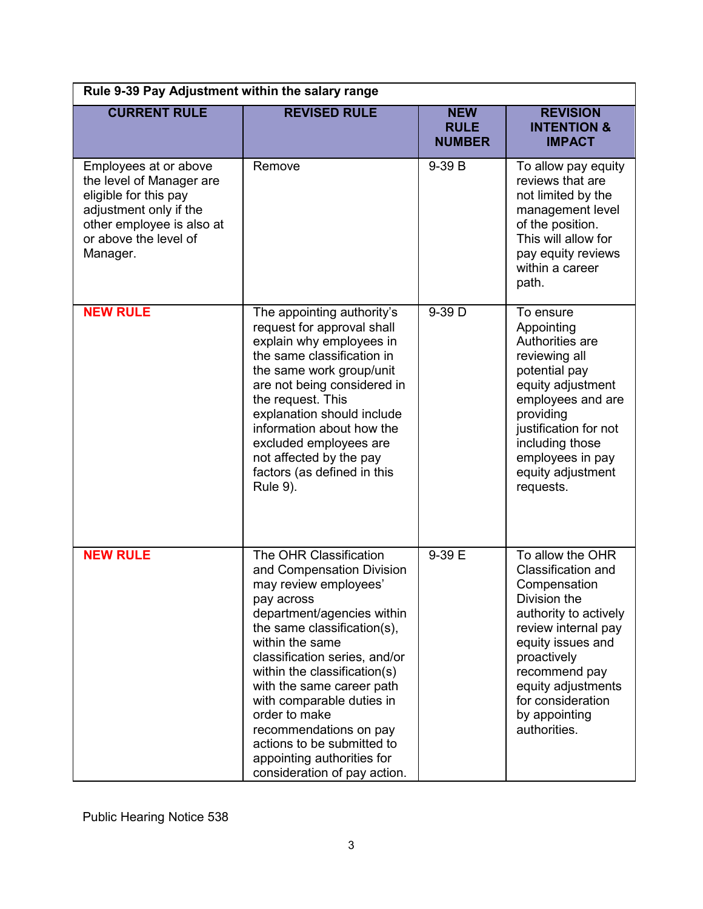| Rule 9-39 Pay Adjustment within the salary range | | | |
|---|---|---|---|
| **CURRENT RULE** | **REVISED RULE** | **NEW RULE NUMBER** | **REVISION INTENTION & IMPACT** |
| Employees at or above the level of Manager are eligible for this pay adjustment only if the other employee is also at or above the level of Manager. | Remove | 9-39 B | To allow pay equity reviews that are not limited by the management level of the position. This will allow for pay equity reviews within a career path. |
| **NEW RULE** | The appointing authority's request for approval shall explain why employees in the same classification in the same work group/unit are not being considered in the request. This explanation should include information about how the excluded employees are not affected by the pay factors (as defined in this Rule 9). | 9-39 D | To ensure Appointing Authorities are reviewing all potential pay equity adjustment employees and are providing justification for not including those employees in pay equity adjustment requests. |
| **NEW RULE** | The OHR Classification and Compensation Division may review employees' pay across department/agencies within the same classification(s), within the same classification series, and/or within the classification(s) with the same career path with comparable duties in order to make recommendations on pay actions to be submitted to appointing authorities for consideration of pay action. | 9-39 E | To allow the OHR Classification and Compensation Division the authority to actively review internal pay equity issues and proactively recommend pay equity adjustments for consideration by appointing authorities. |

Public Hearing Notice 538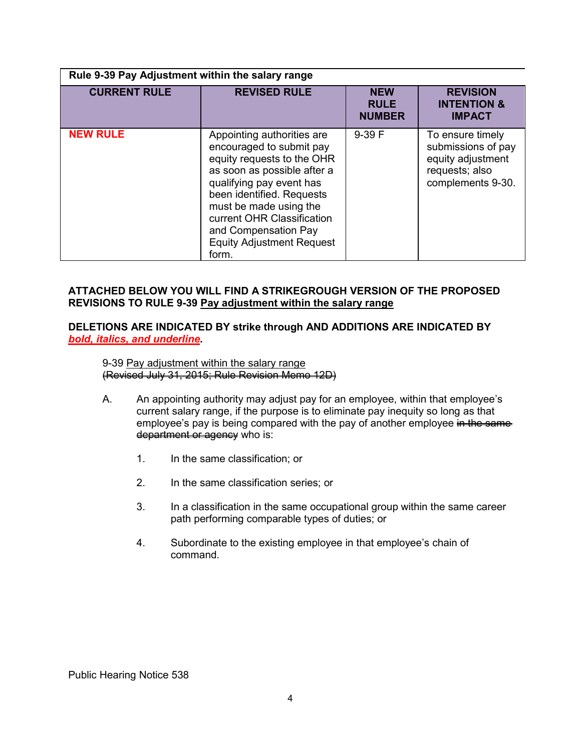| Rule 9-39 Pay Adjustment within the salary range | | | |
|---|---|---|---|
| **CURRENT RULE** | **REVISED RULE** | **NEW RULE NUMBER** | **REVISION INTENTION & IMPACT** |
| **NEW RULE** | Appointing authorities are encouraged to submit pay equity requests to the OHR as soon as possible after a qualifying pay event has been identified. Requests must be made using the current OHR Classification and Compensation Pay Equity Adjustment Request form. | 9-39 F | To ensure timely submissions of pay equity adjustment requests; also complements 9-30. |

**ATTACHED BELOW YOU WILL FIND A STRIKEGROUGH VERSION OF THE PROPOSED REVISIONS TO RULE 9-39 <u>Pay adjustment within the salary range</u>**

**DELETIONS ARE INDICATED BY strike through AND ADDITIONS ARE INDICATED BY *<u>bold, italics, and underline</u>*.**

9-39 <u>Pay adjustment within the salary range</u>
~~(Revised July 31, 2015; Rule Revision Memo 12D)~~

A. An appointing authority may adjust pay for an employee, within that employee's current salary range, if the purpose is to eliminate pay inequity so long as that employee's pay is being compared with the pay of another employee ~~in the same department or agency~~ who is:

1. In the same classification; or

2. In the same classification series; or

3. In a classification in the same occupational group within the same career path performing comparable types of duties; or

4. Subordinate to the existing employee in that employee's chain of command.

Public Hearing Notice 538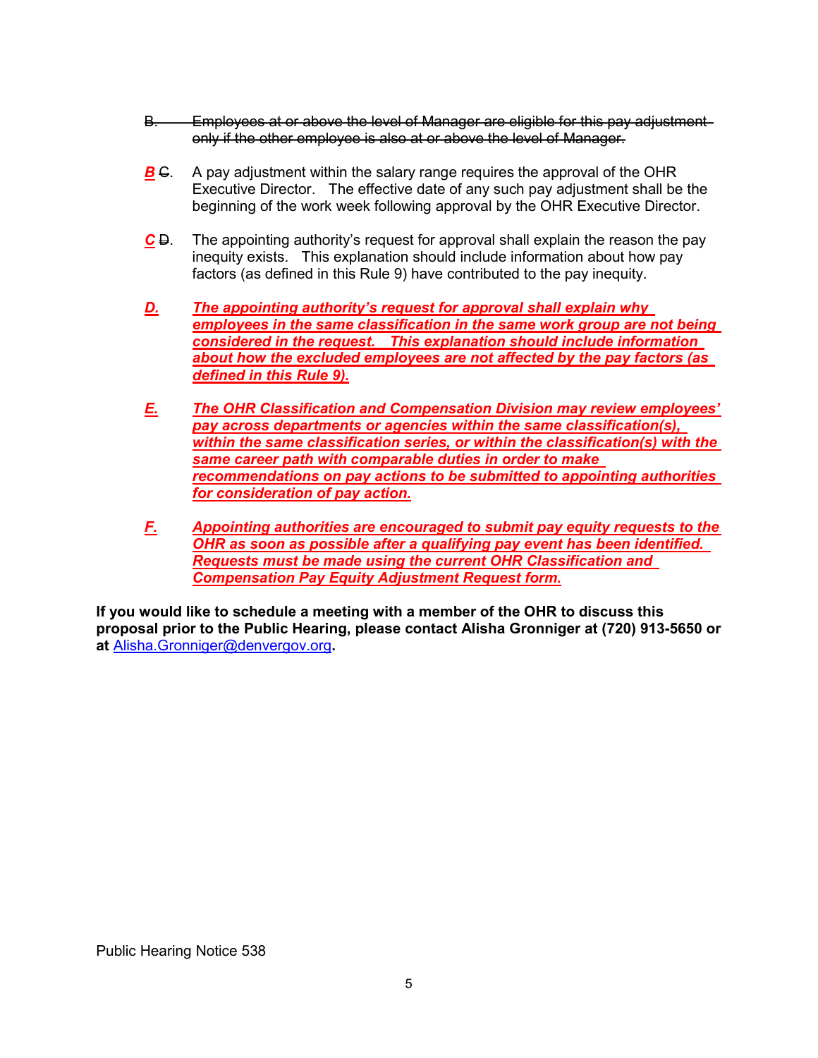~~B. Employees at or above the level of Manager are eligible for this pay adjustment only if the other employee is also at or above the level of Manager.~~

***B*** ~~C~~. A pay adjustment within the salary range requires the approval of the OHR Executive Director. The effective date of any such pay adjustment shall be the beginning of the work week following approval by the OHR Executive Director.

***C*** ~~D~~. The appointing authority's request for approval shall explain the reason the pay inequity exists. This explanation should include information about how pay factors (as defined in this Rule 9) have contributed to the pay inequity.

***D. The appointing authority's request for approval shall explain why employees in the same classification in the same work group are not being considered in the request. This explanation should include information about how the excluded employees are not affected by the pay factors (as defined in this Rule 9).***

***E. The OHR Classification and Compensation Division may review employees' pay across departments or agencies within the same classification(s), within the same classification series, or within the classification(s) with the same career path with comparable duties in order to make recommendations on pay actions to be submitted to appointing authorities for consideration of pay action.***

***F. Appointing authorities are encouraged to submit pay equity requests to the OHR as soon as possible after a qualifying pay event has been identified. Requests must be made using the current OHR Classification and Compensation Pay Equity Adjustment Request form.***

**If you would like to schedule a meeting with a member of the OHR to discuss this proposal prior to the Public Hearing, please contact Alisha Gronniger at (720) 913-5650 or at Alisha.Gronniger@denvergov.org.**

Public Hearing Notice 538